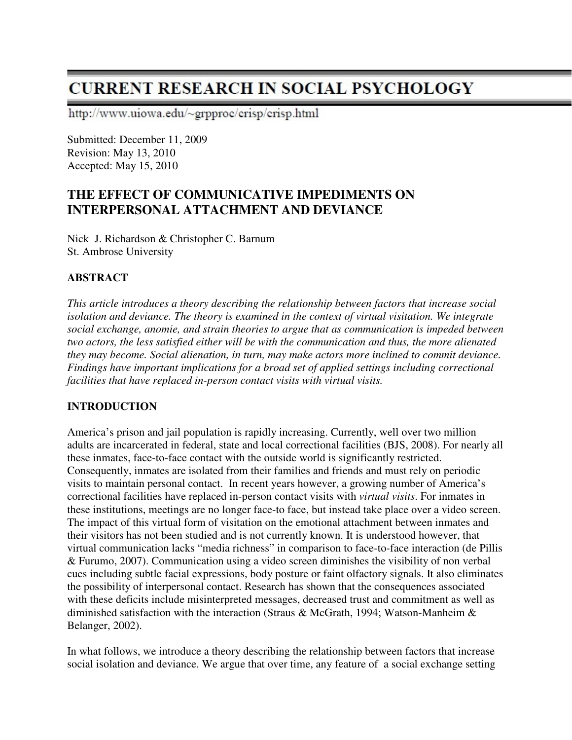# CURRENT RESEARCH IN SOCIAL PSYCHOLOGY

http://www.uiowa.edu/~grpproc/crisp/crisp.html

Submitted: December 11, 2009
Revision: May 13, 2010
Accepted: May 15, 2010

## THE EFFECT OF COMMUNICATIVE IMPEDIMENTS ON INTERPERSONAL ATTACHMENT AND DEVIANCE

Nick J. Richardson & Christopher C. Barnum
St. Ambrose University

### ABSTRACT

*This article introduces a theory describing the relationship between factors that increase social isolation and deviance. The theory is examined in the context of virtual visitation. We integrate social exchange, anomie, and strain theories to argue that as communication is impeded between two actors, the less satisfied either will be with the communication and thus, the more alienated they may become. Social alienation, in turn, may make actors more inclined to commit deviance. Findings have important implications for a broad set of applied settings including correctional facilities that have replaced in-person contact visits with virtual visits.*

### INTRODUCTION

America's prison and jail population is rapidly increasing. Currently, well over two million adults are incarcerated in federal, state and local correctional facilities (BJS, 2008). For nearly all these inmates, face-to-face contact with the outside world is significantly restricted. Consequently, inmates are isolated from their families and friends and must rely on periodic visits to maintain personal contact. In recent years however, a growing number of America's correctional facilities have replaced in-person contact visits with *virtual visits*. For inmates in these institutions, meetings are no longer face-to face, but instead take place over a video screen. The impact of this virtual form of visitation on the emotional attachment between inmates and their visitors has not been studied and is not currently known. It is understood however, that virtual communication lacks "media richness" in comparison to face-to-face interaction (de Pillis & Furumo, 2007). Communication using a video screen diminishes the visibility of non verbal cues including subtle facial expressions, body posture or faint olfactory signals. It also eliminates the possibility of interpersonal contact. Research has shown that the consequences associated with these deficits include misinterpreted messages, decreased trust and commitment as well as diminished satisfaction with the interaction (Straus & McGrath, 1994; Watson-Manheim & Belanger, 2002).

In what follows, we introduce a theory describing the relationship between factors that increase social isolation and deviance. We argue that over time, any feature of a social exchange setting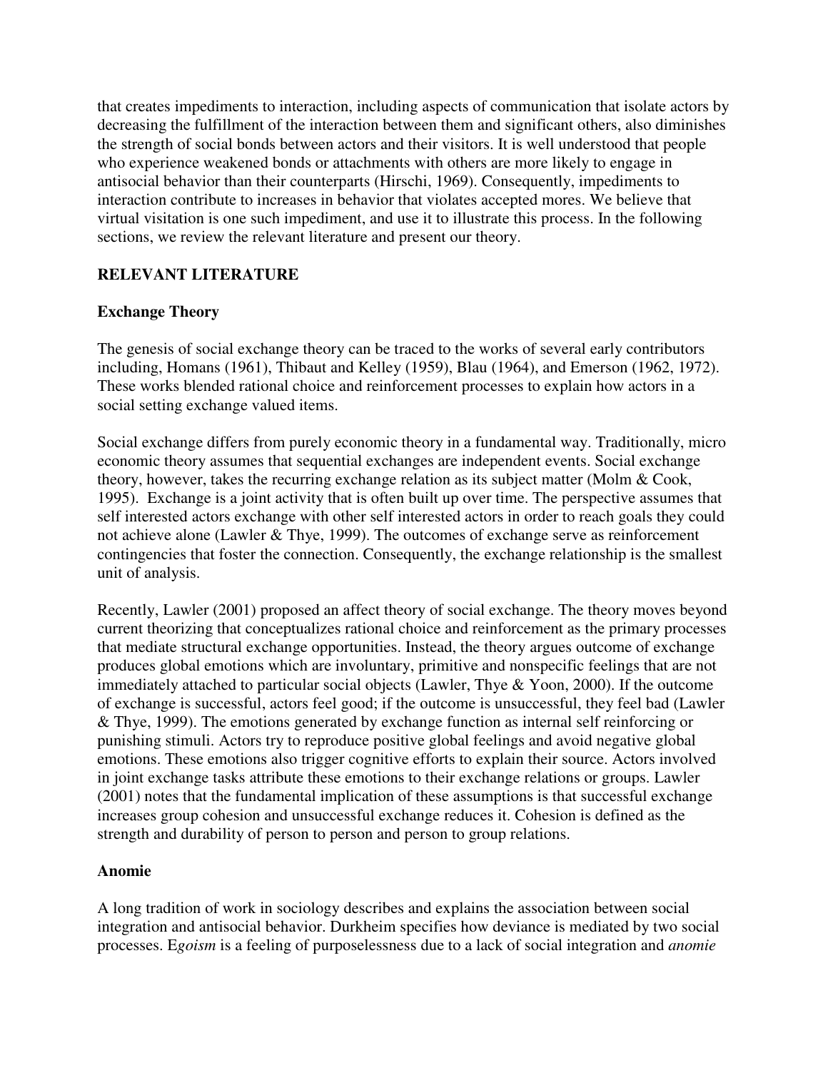that creates impediments to interaction, including aspects of communication that isolate actors by decreasing the fulfillment of the interaction between them and significant others, also diminishes the strength of social bonds between actors and their visitors. It is well understood that people who experience weakened bonds or attachments with others are more likely to engage in antisocial behavior than their counterparts (Hirschi, 1969). Consequently, impediments to interaction contribute to increases in behavior that violates accepted mores. We believe that virtual visitation is one such impediment, and use it to illustrate this process. In the following sections, we review the relevant literature and present our theory.

## RELEVANT LITERATURE

### Exchange Theory

The genesis of social exchange theory can be traced to the works of several early contributors including, Homans (1961), Thibaut and Kelley (1959), Blau (1964), and Emerson (1962, 1972). These works blended rational choice and reinforcement processes to explain how actors in a social setting exchange valued items.

Social exchange differs from purely economic theory in a fundamental way. Traditionally, micro economic theory assumes that sequential exchanges are independent events. Social exchange theory, however, takes the recurring exchange relation as its subject matter (Molm & Cook, 1995). Exchange is a joint activity that is often built up over time. The perspective assumes that self interested actors exchange with other self interested actors in order to reach goals they could not achieve alone (Lawler & Thye, 1999). The outcomes of exchange serve as reinforcement contingencies that foster the connection. Consequently, the exchange relationship is the smallest unit of analysis.

Recently, Lawler (2001) proposed an affect theory of social exchange. The theory moves beyond current theorizing that conceptualizes rational choice and reinforcement as the primary processes that mediate structural exchange opportunities. Instead, the theory argues outcome of exchange produces global emotions which are involuntary, primitive and nonspecific feelings that are not immediately attached to particular social objects (Lawler, Thye & Yoon, 2000). If the outcome of exchange is successful, actors feel good; if the outcome is unsuccessful, they feel bad (Lawler & Thye, 1999). The emotions generated by exchange function as internal self reinforcing or punishing stimuli. Actors try to reproduce positive global feelings and avoid negative global emotions. These emotions also trigger cognitive efforts to explain their source. Actors involved in joint exchange tasks attribute these emotions to their exchange relations or groups. Lawler (2001) notes that the fundamental implication of these assumptions is that successful exchange increases group cohesion and unsuccessful exchange reduces it. Cohesion is defined as the strength and durability of person to person and person to group relations.

### Anomie

A long tradition of work in sociology describes and explains the association between social integration and antisocial behavior. Durkheim specifies how deviance is mediated by two social processes. E*goism* is a feeling of purposelessness due to a lack of social integration and *anomie*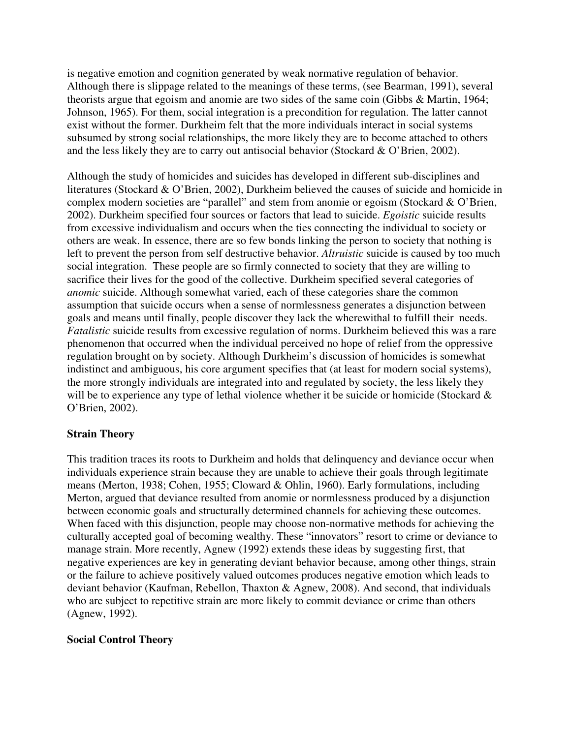is negative emotion and cognition generated by weak normative regulation of behavior. Although there is slippage related to the meanings of these terms, (see Bearman, 1991), several theorists argue that egoism and anomie are two sides of the same coin (Gibbs & Martin, 1964; Johnson, 1965). For them, social integration is a precondition for regulation. The latter cannot exist without the former. Durkheim felt that the more individuals interact in social systems subsumed by strong social relationships, the more likely they are to become attached to others and the less likely they are to carry out antisocial behavior (Stockard & O'Brien, 2002).

Although the study of homicides and suicides has developed in different sub-disciplines and literatures (Stockard & O'Brien, 2002), Durkheim believed the causes of suicide and homicide in complex modern societies are "parallel" and stem from anomie or egoism (Stockard & O'Brien, 2002). Durkheim specified four sources or factors that lead to suicide. *Egoistic* suicide results from excessive individualism and occurs when the ties connecting the individual to society or others are weak. In essence, there are so few bonds linking the person to society that nothing is left to prevent the person from self destructive behavior. *Altruistic* suicide is caused by too much social integration. These people are so firmly connected to society that they are willing to sacrifice their lives for the good of the collective. Durkheim specified several categories of *anomic* suicide. Although somewhat varied, each of these categories share the common assumption that suicide occurs when a sense of normlessness generates a disjunction between goals and means until finally, people discover they lack the wherewithal to fulfill their needs. *Fatalistic* suicide results from excessive regulation of norms. Durkheim believed this was a rare phenomenon that occurred when the individual perceived no hope of relief from the oppressive regulation brought on by society. Although Durkheim's discussion of homicides is somewhat indistinct and ambiguous, his core argument specifies that (at least for modern social systems), the more strongly individuals are integrated into and regulated by society, the less likely they will be to experience any type of lethal violence whether it be suicide or homicide (Stockard & O'Brien, 2002).

**Strain Theory**

This tradition traces its roots to Durkheim and holds that delinquency and deviance occur when individuals experience strain because they are unable to achieve their goals through legitimate means (Merton, 1938; Cohen, 1955; Cloward & Ohlin, 1960). Early formulations, including Merton, argued that deviance resulted from anomie or normlessness produced by a disjunction between economic goals and structurally determined channels for achieving these outcomes. When faced with this disjunction, people may choose non-normative methods for achieving the culturally accepted goal of becoming wealthy. These "innovators" resort to crime or deviance to manage strain. More recently, Agnew (1992) extends these ideas by suggesting first, that negative experiences are key in generating deviant behavior because, among other things, strain or the failure to achieve positively valued outcomes produces negative emotion which leads to deviant behavior (Kaufman, Rebellon, Thaxton & Agnew, 2008). And second, that individuals who are subject to repetitive strain are more likely to commit deviance or crime than others (Agnew, 1992).

**Social Control Theory**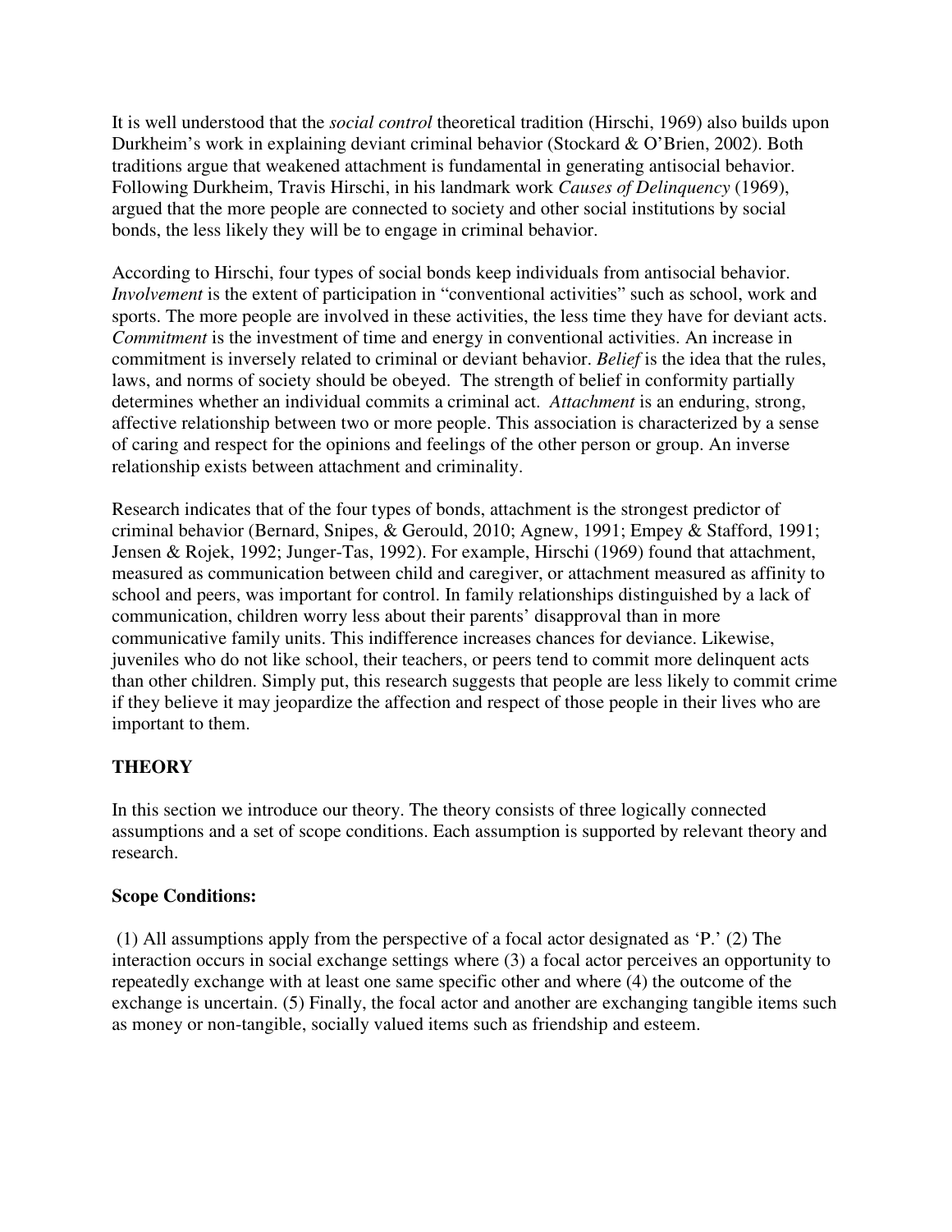It is well understood that the *social control* theoretical tradition (Hirschi, 1969) also builds upon Durkheim's work in explaining deviant criminal behavior (Stockard & O'Brien, 2002). Both traditions argue that weakened attachment is fundamental in generating antisocial behavior. Following Durkheim, Travis Hirschi, in his landmark work *Causes of Delinquency* (1969), argued that the more people are connected to society and other social institutions by social bonds, the less likely they will be to engage in criminal behavior.

According to Hirschi, four types of social bonds keep individuals from antisocial behavior. *Involvement* is the extent of participation in "conventional activities" such as school, work and sports. The more people are involved in these activities, the less time they have for deviant acts. *Commitment* is the investment of time and energy in conventional activities. An increase in commitment is inversely related to criminal or deviant behavior. *Belief* is the idea that the rules, laws, and norms of society should be obeyed. The strength of belief in conformity partially determines whether an individual commits a criminal act. *Attachment* is an enduring, strong, affective relationship between two or more people. This association is characterized by a sense of caring and respect for the opinions and feelings of the other person or group. An inverse relationship exists between attachment and criminality.

Research indicates that of the four types of bonds, attachment is the strongest predictor of criminal behavior (Bernard, Snipes, & Gerould, 2010; Agnew, 1991; Empey & Stafford, 1991; Jensen & Rojek, 1992; Junger-Tas, 1992). For example, Hirschi (1969) found that attachment, measured as communication between child and caregiver, or attachment measured as affinity to school and peers, was important for control. In family relationships distinguished by a lack of communication, children worry less about their parents' disapproval than in more communicative family units. This indifference increases chances for deviance. Likewise, juveniles who do not like school, their teachers, or peers tend to commit more delinquent acts than other children. Simply put, this research suggests that people are less likely to commit crime if they believe it may jeopardize the affection and respect of those people in their lives who are important to them.

## THEORY

In this section we introduce our theory. The theory consists of three logically connected assumptions and a set of scope conditions. Each assumption is supported by relevant theory and research.

### Scope Conditions:

(1) All assumptions apply from the perspective of a focal actor designated as 'P.' (2) The interaction occurs in social exchange settings where (3) a focal actor perceives an opportunity to repeatedly exchange with at least one same specific other and where (4) the outcome of the exchange is uncertain. (5) Finally, the focal actor and another are exchanging tangible items such as money or non-tangible, socially valued items such as friendship and esteem.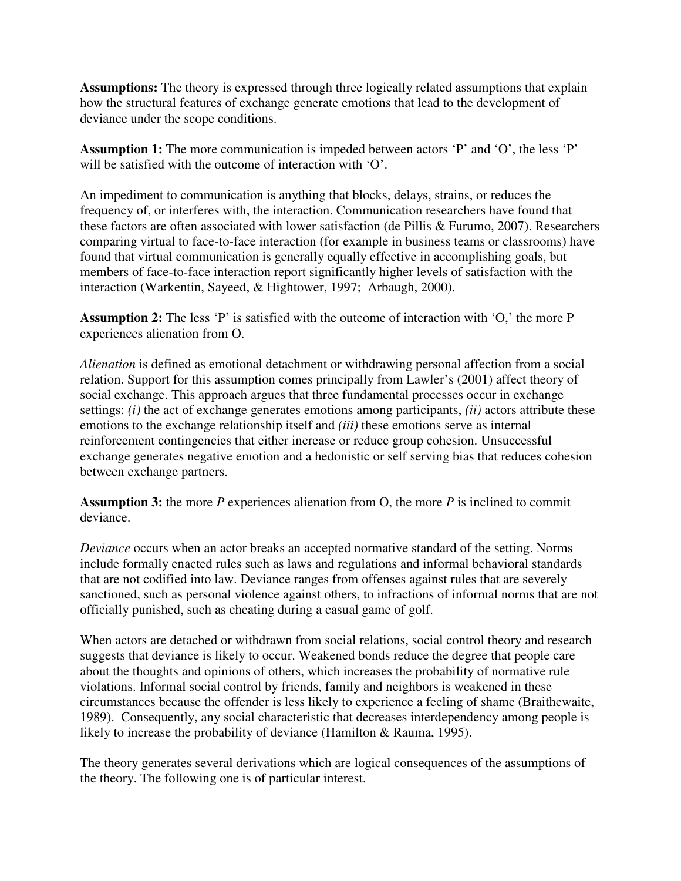**Assumptions:** The theory is expressed through three logically related assumptions that explain how the structural features of exchange generate emotions that lead to the development of deviance under the scope conditions.

**Assumption 1:** The more communication is impeded between actors 'P' and 'O', the less 'P' will be satisfied with the outcome of interaction with 'O'.

An impediment to communication is anything that blocks, delays, strains, or reduces the frequency of, or interferes with, the interaction. Communication researchers have found that these factors are often associated with lower satisfaction (de Pillis & Furumo, 2007). Researchers comparing virtual to face-to-face interaction (for example in business teams or classrooms) have found that virtual communication is generally equally effective in accomplishing goals, but members of face-to-face interaction report significantly higher levels of satisfaction with the interaction (Warkentin, Sayeed, & Hightower, 1997; Arbaugh, 2000).

**Assumption 2:** The less 'P' is satisfied with the outcome of interaction with 'O,' the more P experiences alienation from O.

*Alienation* is defined as emotional detachment or withdrawing personal affection from a social relation. Support for this assumption comes principally from Lawler's (2001) affect theory of social exchange. This approach argues that three fundamental processes occur in exchange settings: *(i)* the act of exchange generates emotions among participants, *(ii)* actors attribute these emotions to the exchange relationship itself and *(iii)* these emotions serve as internal reinforcement contingencies that either increase or reduce group cohesion. Unsuccessful exchange generates negative emotion and a hedonistic or self serving bias that reduces cohesion between exchange partners.

**Assumption 3:** the more *P* experiences alienation from O, the more *P* is inclined to commit deviance.

*Deviance* occurs when an actor breaks an accepted normative standard of the setting. Norms include formally enacted rules such as laws and regulations and informal behavioral standards that are not codified into law. Deviance ranges from offenses against rules that are severely sanctioned, such as personal violence against others, to infractions of informal norms that are not officially punished, such as cheating during a casual game of golf.

When actors are detached or withdrawn from social relations, social control theory and research suggests that deviance is likely to occur. Weakened bonds reduce the degree that people care about the thoughts and opinions of others, which increases the probability of normative rule violations. Informal social control by friends, family and neighbors is weakened in these circumstances because the offender is less likely to experience a feeling of shame (Braithewaite, 1989). Consequently, any social characteristic that decreases interdependency among people is likely to increase the probability of deviance (Hamilton & Rauma, 1995).

The theory generates several derivations which are logical consequences of the assumptions of the theory. The following one is of particular interest.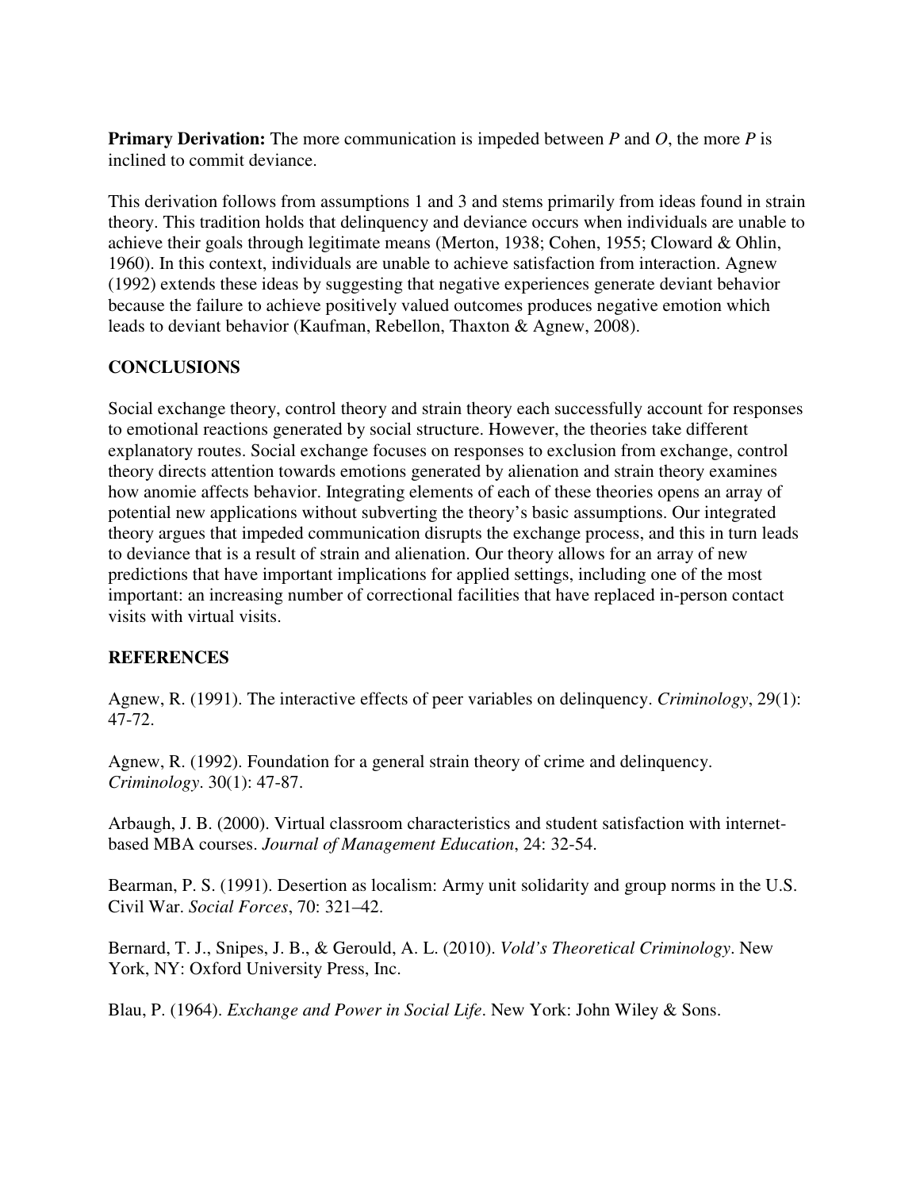**Primary Derivation:** The more communication is impeded between *P* and *O*, the more *P* is inclined to commit deviance.

This derivation follows from assumptions 1 and 3 and stems primarily from ideas found in strain theory. This tradition holds that delinquency and deviance occurs when individuals are unable to achieve their goals through legitimate means (Merton, 1938; Cohen, 1955; Cloward & Ohlin, 1960). In this context, individuals are unable to achieve satisfaction from interaction. Agnew (1992) extends these ideas by suggesting that negative experiences generate deviant behavior because the failure to achieve positively valued outcomes produces negative emotion which leads to deviant behavior (Kaufman, Rebellon, Thaxton & Agnew, 2008).

## CONCLUSIONS

Social exchange theory, control theory and strain theory each successfully account for responses to emotional reactions generated by social structure. However, the theories take different explanatory routes. Social exchange focuses on responses to exclusion from exchange, control theory directs attention towards emotions generated by alienation and strain theory examines how anomie affects behavior. Integrating elements of each of these theories opens an array of potential new applications without subverting the theory's basic assumptions. Our integrated theory argues that impeded communication disrupts the exchange process, and this in turn leads to deviance that is a result of strain and alienation. Our theory allows for an array of new predictions that have important implications for applied settings, including one of the most important: an increasing number of correctional facilities that have replaced in-person contact visits with virtual visits.

## REFERENCES

Agnew, R. (1991). The interactive effects of peer variables on delinquency. *Criminology*, 29(1): 47-72.

Agnew, R. (1992). Foundation for a general strain theory of crime and delinquency. *Criminology*. 30(1): 47-87.

Arbaugh, J. B. (2000). Virtual classroom characteristics and student satisfaction with internet-based MBA courses. *Journal of Management Education*, 24: 32-54.

Bearman, P. S. (1991). Desertion as localism: Army unit solidarity and group norms in the U.S. Civil War. *Social Forces*, 70: 321–42.

Bernard, T. J., Snipes, J. B., & Gerould, A. L. (2010). *Vold's Theoretical Criminology*. New York, NY: Oxford University Press, Inc.

Blau, P. (1964). *Exchange and Power in Social Life*. New York: John Wiley & Sons.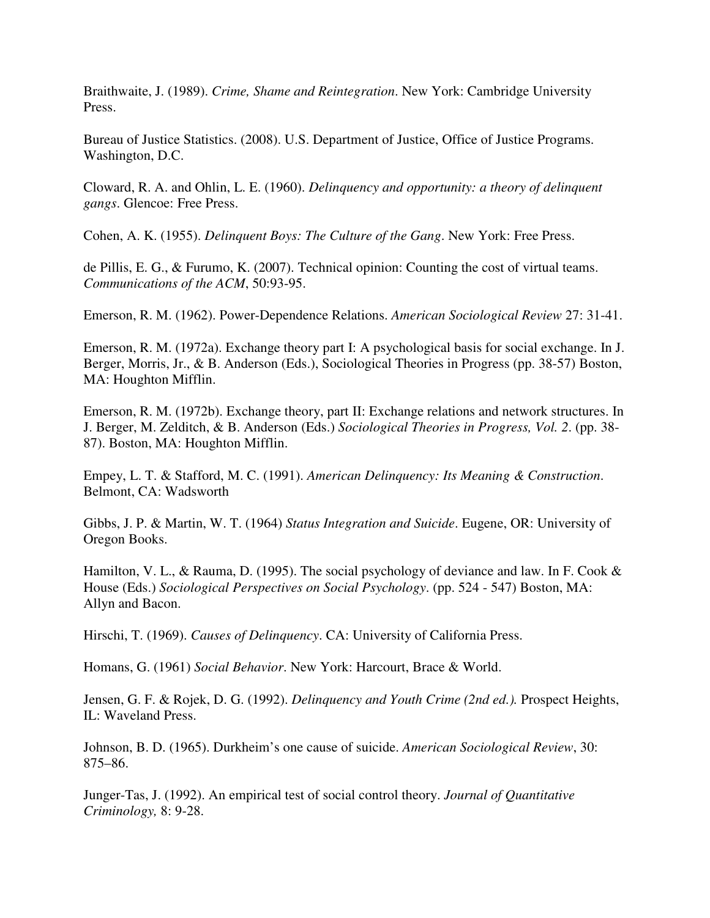Braithwaite, J. (1989). *Crime, Shame and Reintegration*. New York: Cambridge University Press.

Bureau of Justice Statistics. (2008). U.S. Department of Justice, Office of Justice Programs. Washington, D.C.

Cloward, R. A. and Ohlin, L. E. (1960). *Delinquency and opportunity: a theory of delinquent gangs*. Glencoe: Free Press.

Cohen, A. K. (1955). *Delinquent Boys: The Culture of the Gang*. New York: Free Press.

de Pillis, E. G., & Furumo, K. (2007). Technical opinion: Counting the cost of virtual teams. *Communications of the ACM*, 50:93-95.

Emerson, R. M. (1962). Power-Dependence Relations. *American Sociological Review* 27: 31-41.

Emerson, R. M. (1972a). Exchange theory part I: A psychological basis for social exchange. In J. Berger, Morris, Jr., & B. Anderson (Eds.), Sociological Theories in Progress (pp. 38-57) Boston, MA: Houghton Mifflin.

Emerson, R. M. (1972b). Exchange theory, part II: Exchange relations and network structures. In J. Berger, M. Zelditch, & B. Anderson (Eds.) *Sociological Theories in Progress, Vol. 2*. (pp. 38-87). Boston, MA: Houghton Mifflin.

Empey, L. T. & Stafford, M. C. (1991). *American Delinquency: Its Meaning & Construction*. Belmont, CA: Wadsworth

Gibbs, J. P. & Martin, W. T. (1964) *Status Integration and Suicide*. Eugene, OR: University of Oregon Books.

Hamilton, V. L., & Rauma, D. (1995). The social psychology of deviance and law. In F. Cook & House (Eds.) *Sociological Perspectives on Social Psychology*. (pp. 524 - 547) Boston, MA: Allyn and Bacon.

Hirschi, T. (1969). *Causes of Delinquency*. CA: University of California Press.

Homans, G. (1961) *Social Behavior*. New York: Harcourt, Brace & World.

Jensen, G. F. & Rojek, D. G. (1992). *Delinquency and Youth Crime (2nd ed.).* Prospect Heights, IL: Waveland Press.

Johnson, B. D. (1965). Durkheim's one cause of suicide. *American Sociological Review*, 30: 875–86.

Junger-Tas, J. (1992). An empirical test of social control theory. *Journal of Quantitative Criminology,* 8: 9-28.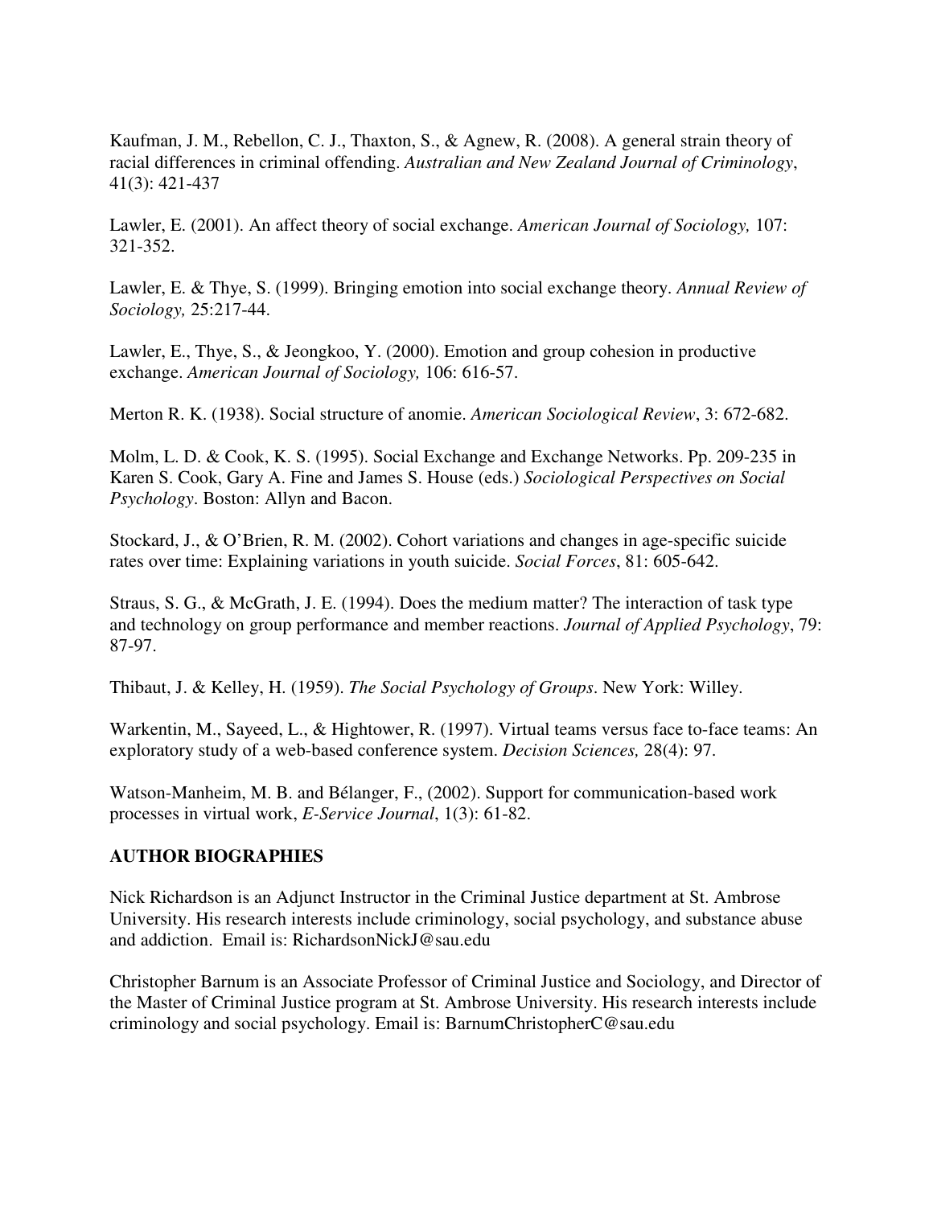Kaufman, J. M., Rebellon, C. J., Thaxton, S., & Agnew, R. (2008). A general strain theory of racial differences in criminal offending. *Australian and New Zealand Journal of Criminology*, 41(3): 421-437

Lawler, E. (2001). An affect theory of social exchange. *American Journal of Sociology,* 107: 321-352.

Lawler, E. & Thye, S. (1999). Bringing emotion into social exchange theory. *Annual Review of Sociology,* 25:217-44.

Lawler, E., Thye, S., & Jeongkoo, Y. (2000). Emotion and group cohesion in productive exchange. *American Journal of Sociology,* 106: 616-57.

Merton R. K. (1938). Social structure of anomie. *American Sociological Review*, 3: 672-682.

Molm, L. D. & Cook, K. S. (1995). Social Exchange and Exchange Networks. Pp. 209-235 in Karen S. Cook, Gary A. Fine and James S. House (eds.) *Sociological Perspectives on Social Psychology*. Boston: Allyn and Bacon.

Stockard, J., & O'Brien, R. M. (2002). Cohort variations and changes in age-specific suicide rates over time: Explaining variations in youth suicide. *Social Forces*, 81: 605-642.

Straus, S. G., & McGrath, J. E. (1994). Does the medium matter? The interaction of task type and technology on group performance and member reactions. *Journal of Applied Psychology*, 79: 87-97.

Thibaut, J. & Kelley, H. (1959). *The Social Psychology of Groups*. New York: Willey.

Warkentin, M., Sayeed, L., & Hightower, R. (1997). Virtual teams versus face to-face teams: An exploratory study of a web-based conference system. *Decision Sciences,* 28(4): 97.

Watson-Manheim, M. B. and Bélanger, F., (2002). Support for communication-based work processes in virtual work, *E-Service Journal*, 1(3): 61-82.

## AUTHOR BIOGRAPHIES

Nick Richardson is an Adjunct Instructor in the Criminal Justice department at St. Ambrose University. His research interests include criminology, social psychology, and substance abuse and addiction. Email is: RichardsonNickJ@sau.edu

Christopher Barnum is an Associate Professor of Criminal Justice and Sociology, and Director of the Master of Criminal Justice program at St. Ambrose University. His research interests include criminology and social psychology. Email is: BarnumChristopherC@sau.edu